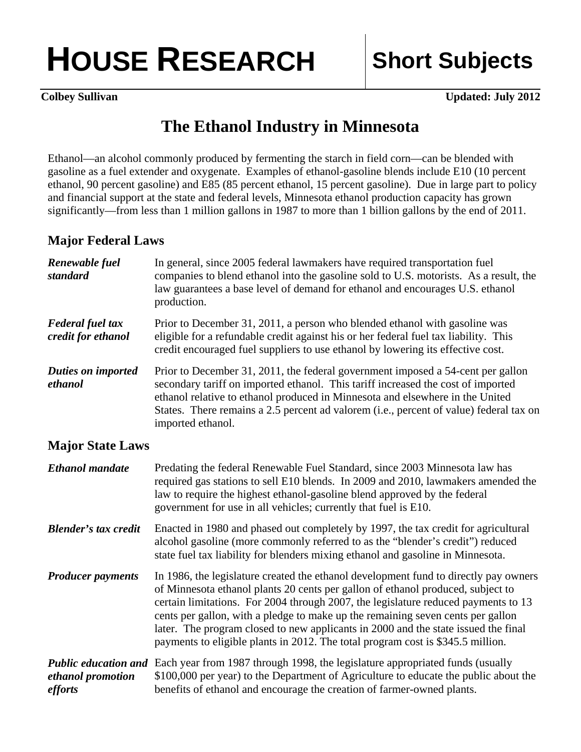# HOUSE RESEARCH | Short Subjects

**Colbey Sullivan** **Updated: July 2012**

## The Ethanol Industry in Minnesota

Ethanol—an alcohol commonly produced by fermenting the starch in field corn—can be blended with gasoline as a fuel extender and oxygenate. Examples of ethanol-gasoline blends include E10 (10 percent ethanol, 90 percent gasoline) and E85 (85 percent ethanol, 15 percent gasoline). Due in large part to policy and financial support at the state and federal levels, Minnesota ethanol production capacity has grown significantly—from less than 1 million gallons in 1987 to more than 1 billion gallons by the end of 2011.

### Major Federal Laws

***Renewable fuel standard*** In general, since 2005 federal lawmakers have required transportation fuel companies to blend ethanol into the gasoline sold to U.S. motorists. As a result, the law guarantees a base level of demand for ethanol and encourages U.S. ethanol production.

***Federal fuel tax credit for ethanol*** Prior to December 31, 2011, a person who blended ethanol with gasoline was eligible for a refundable credit against his or her federal fuel tax liability. This credit encouraged fuel suppliers to use ethanol by lowering its effective cost.

***Duties on imported ethanol*** Prior to December 31, 2011, the federal government imposed a 54-cent per gallon secondary tariff on imported ethanol. This tariff increased the cost of imported ethanol relative to ethanol produced in Minnesota and elsewhere in the United States. There remains a 2.5 percent ad valorem (i.e., percent of value) federal tax on imported ethanol.

### Major State Laws

***Ethanol mandate*** Predating the federal Renewable Fuel Standard, since 2003 Minnesota law has required gas stations to sell E10 blends. In 2009 and 2010, lawmakers amended the law to require the highest ethanol-gasoline blend approved by the federal government for use in all vehicles; currently that fuel is E10.

***Blender's tax credit*** Enacted in 1980 and phased out completely by 1997, the tax credit for agricultural alcohol gasoline (more commonly referred to as the "blender's credit") reduced state fuel tax liability for blenders mixing ethanol and gasoline in Minnesota.

***Producer payments*** In 1986, the legislature created the ethanol development fund to directly pay owners of Minnesota ethanol plants 20 cents per gallon of ethanol produced, subject to certain limitations. For 2004 through 2007, the legislature reduced payments to 13 cents per gallon, with a pledge to make up the remaining seven cents per gallon later. The program closed to new applicants in 2000 and the state issued the final payments to eligible plants in 2012. The total program cost is $345.5 million.

***Public education and ethanol promotion efforts*** Each year from 1987 through 1998, the legislature appropriated funds (usually $100,000 per year) to the Department of Agriculture to educate the public about the benefits of ethanol and encourage the creation of farmer-owned plants.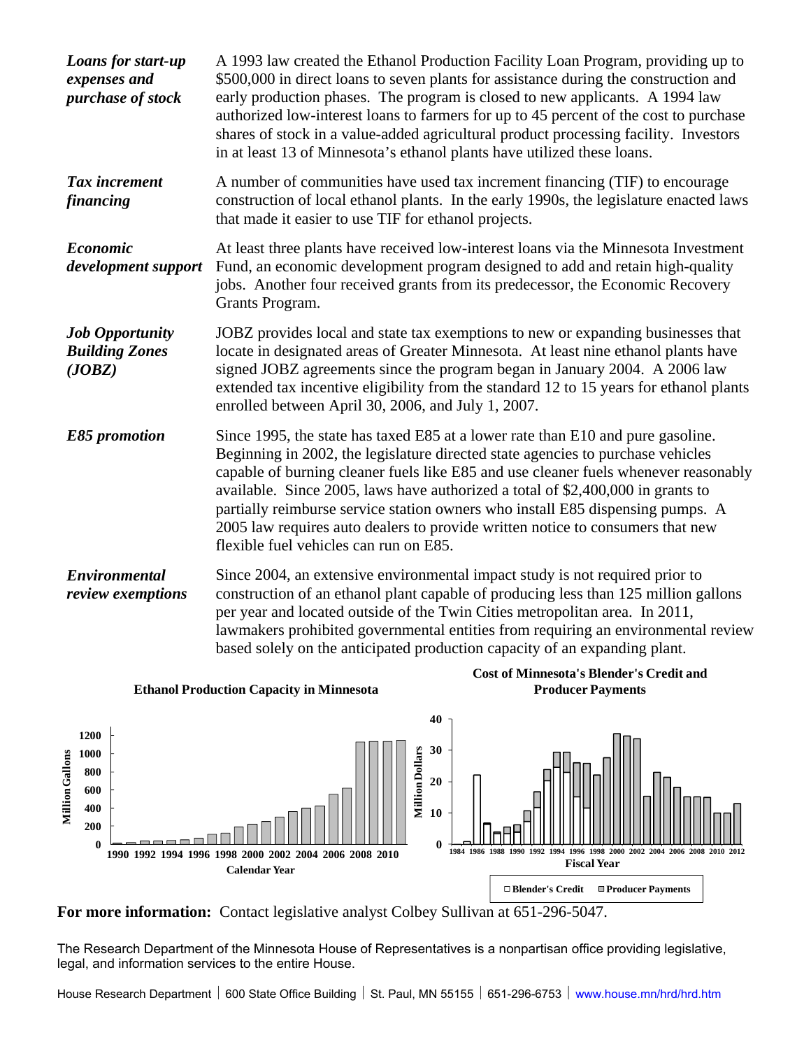***Loans for start-up expenses and purchase of stock***

A 1993 law created the Ethanol Production Facility Loan Program, providing up to $500,000 in direct loans to seven plants for assistance during the construction and early production phases. The program is closed to new applicants. A 1994 law authorized low-interest loans to farmers for up to 45 percent of the cost to purchase shares of stock in a value-added agricultural product processing facility. Investors in at least 13 of Minnesota's ethanol plants have utilized these loans.

***Tax increment financing***

A number of communities have used tax increment financing (TIF) to encourage construction of local ethanol plants. In the early 1990s, the legislature enacted laws that made it easier to use TIF for ethanol projects.

***Economic development support***

At least three plants have received low-interest loans via the Minnesota Investment Fund, an economic development program designed to add and retain high-quality jobs. Another four received grants from its predecessor, the Economic Recovery Grants Program.

***Job Opportunity Building Zones (JOBZ)***

JOBZ provides local and state tax exemptions to new or expanding businesses that locate in designated areas of Greater Minnesota. At least nine ethanol plants have signed JOBZ agreements since the program began in January 2004. A 2006 law extended tax incentive eligibility from the standard 12 to 15 years for ethanol plants enrolled between April 30, 2006, and July 1, 2007.

***E85 promotion***

Since 1995, the state has taxed E85 at a lower rate than E10 and pure gasoline. Beginning in 2002, the legislature directed state agencies to purchase vehicles capable of burning cleaner fuels like E85 and use cleaner fuels whenever reasonably available. Since 2005, laws have authorized a total of $2,400,000 in grants to partially reimburse service station owners who install E85 dispensing pumps. A 2005 law requires auto dealers to provide written notice to consumers that new flexible fuel vehicles can run on E85.

***Environmental review exemptions***

Since 2004, an extensive environmental impact study is not required prior to construction of an ethanol plant capable of producing less than 125 million gallons per year and located outside of the Twin Cities metropolitan area. In 2011, lawmakers prohibited governmental entities from requiring an environmental review based solely on the anticipated production capacity of an expanding plant.

**Ethanol Production Capacity in Minnesota**

Million Gallons

0
200
400
600
800
1000
1200

1990 1992 1994 1996 1998 2000 2002 2004 2006 2008 2010

Calendar Year

**Cost of Minnesota's Blender's Credit and Producer Payments**

Million Dollars

0
10
20
30
40

1984 1986 1988 1990 1992 1994 1996 1998 2000 2002 2004 2006 2008 2010 2012

Fiscal Year

Blender's Credit
Producer Payments

**For more information:** Contact legislative analyst Colbey Sullivan at 651-296-5047.

The Research Department of the Minnesota House of Representatives is a nonpartisan office providing legislative, legal, and information services to the entire House.

House Research Department | 600 State Office Building | St. Paul, MN 55155 | 651-296-6753 | www.house.mn/hrd/hrd.htm